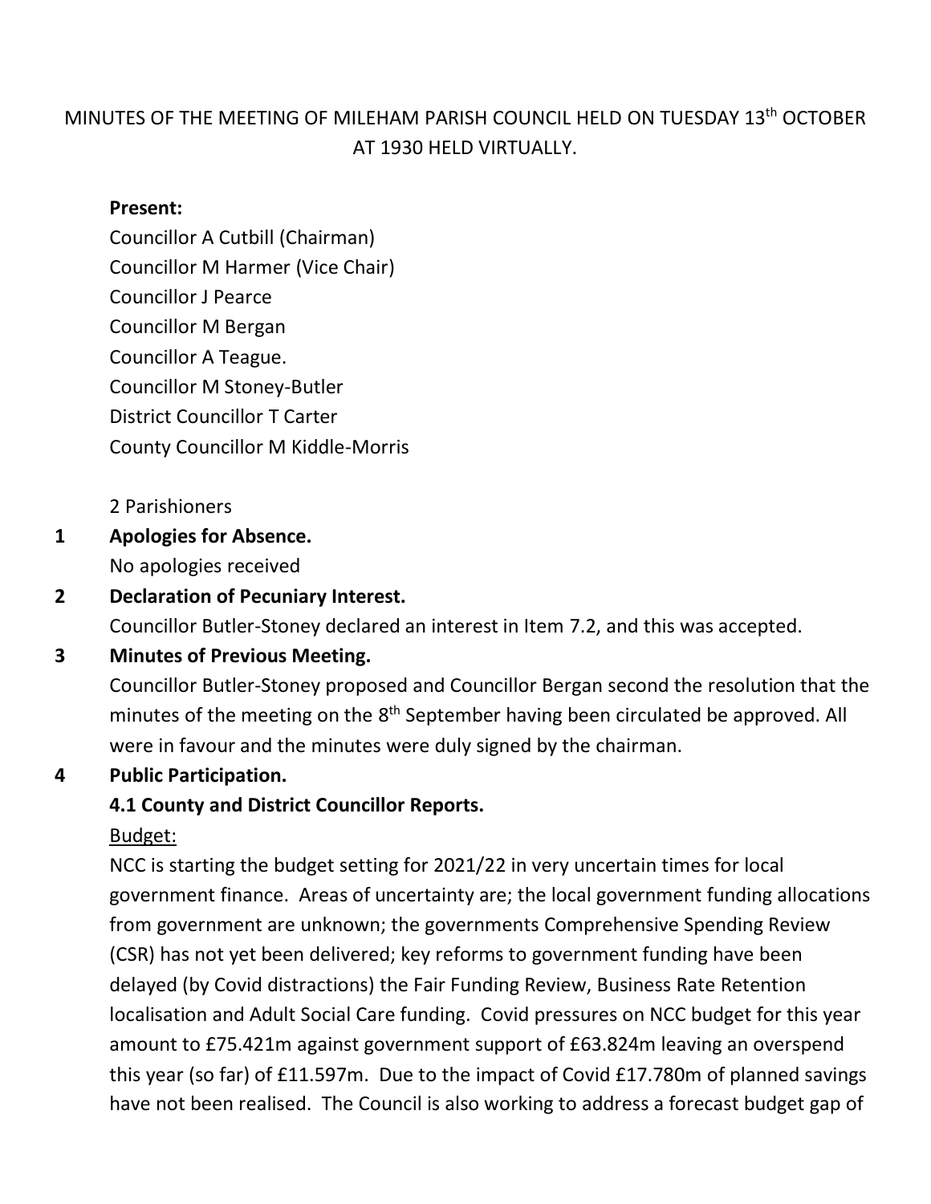MINUTES OF THE MEETING OF MILEHAM PARISH COUNCIL HELD ON TUESDAY 13th OCTOBER AT 1930 HELD VIRTUALLY.

**Present:**

Councillor A Cutbill (Chairman)
Councillor M Harmer (Vice Chair)
Councillor J Pearce
Councillor M Bergan
Councillor A Teague.
Councillor M Stoney-Butler
District Councillor T Carter
County Councillor M Kiddle-Morris

2 Parishioners

**1 Apologies for Absence.**

No apologies received

**2 Declaration of Pecuniary Interest.**

Councillor Butler-Stoney declared an interest in Item 7.2, and this was accepted.

**3 Minutes of Previous Meeting.**

Councillor Butler-Stoney proposed and Councillor Bergan second the resolution that the minutes of the meeting on the 8th September having been circulated be approved. All were in favour and the minutes were duly signed by the chairman.

**4 Public Participation.**

**4.1 County and District Councillor Reports.**

Budget:

NCC is starting the budget setting for 2021/22 in very uncertain times for local government finance. Areas of uncertainty are; the local government funding allocations from government are unknown; the governments Comprehensive Spending Review (CSR) has not yet been delivered; key reforms to government funding have been delayed (by Covid distractions) the Fair Funding Review, Business Rate Retention localisation and Adult Social Care funding. Covid pressures on NCC budget for this year amount to £75.421m against government support of £63.824m leaving an overspend this year (so far) of £11.597m. Due to the impact of Covid £17.780m of planned savings have not been realised. The Council is also working to address a forecast budget gap of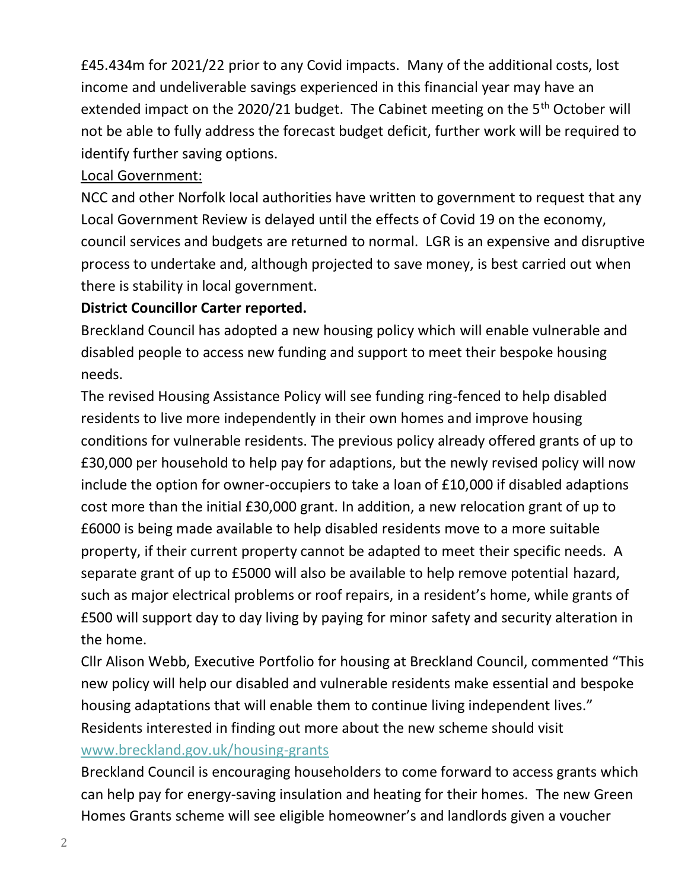£45.434m for 2021/22 prior to any Covid impacts. Many of the additional costs, lost income and undeliverable savings experienced in this financial year may have an extended impact on the 2020/21 budget. The Cabinet meeting on the 5th October will not be able to fully address the forecast budget deficit, further work will be required to identify further saving options.

Local Government:

NCC and other Norfolk local authorities have written to government to request that any Local Government Review is delayed until the effects of Covid 19 on the economy, council services and budgets are returned to normal. LGR is an expensive and disruptive process to undertake and, although projected to save money, is best carried out when there is stability in local government.

**District Councillor Carter reported.**

Breckland Council has adopted a new housing policy which will enable vulnerable and disabled people to access new funding and support to meet their bespoke housing needs.

The revised Housing Assistance Policy will see funding ring-fenced to help disabled residents to live more independently in their own homes and improve housing conditions for vulnerable residents. The previous policy already offered grants of up to £30,000 per household to help pay for adaptions, but the newly revised policy will now include the option for owner-occupiers to take a loan of £10,000 if disabled adaptions cost more than the initial £30,000 grant. In addition, a new relocation grant of up to £6000 is being made available to help disabled residents move to a more suitable property, if their current property cannot be adapted to meet their specific needs. A separate grant of up to £5000 will also be available to help remove potential hazard, such as major electrical problems or roof repairs, in a resident's home, while grants of £500 will support day to day living by paying for minor safety and security alteration in the home.

Cllr Alison Webb, Executive Portfolio for housing at Breckland Council, commented "This new policy will help our disabled and vulnerable residents make essential and bespoke housing adaptations that will enable them to continue living independent lives."

Residents interested in finding out more about the new scheme should visit www.breckland.gov.uk/housing-grants

Breckland Council is encouraging householders to come forward to access grants which can help pay for energy-saving insulation and heating for their homes. The new Green Homes Grants scheme will see eligible homeowner's and landlords given a voucher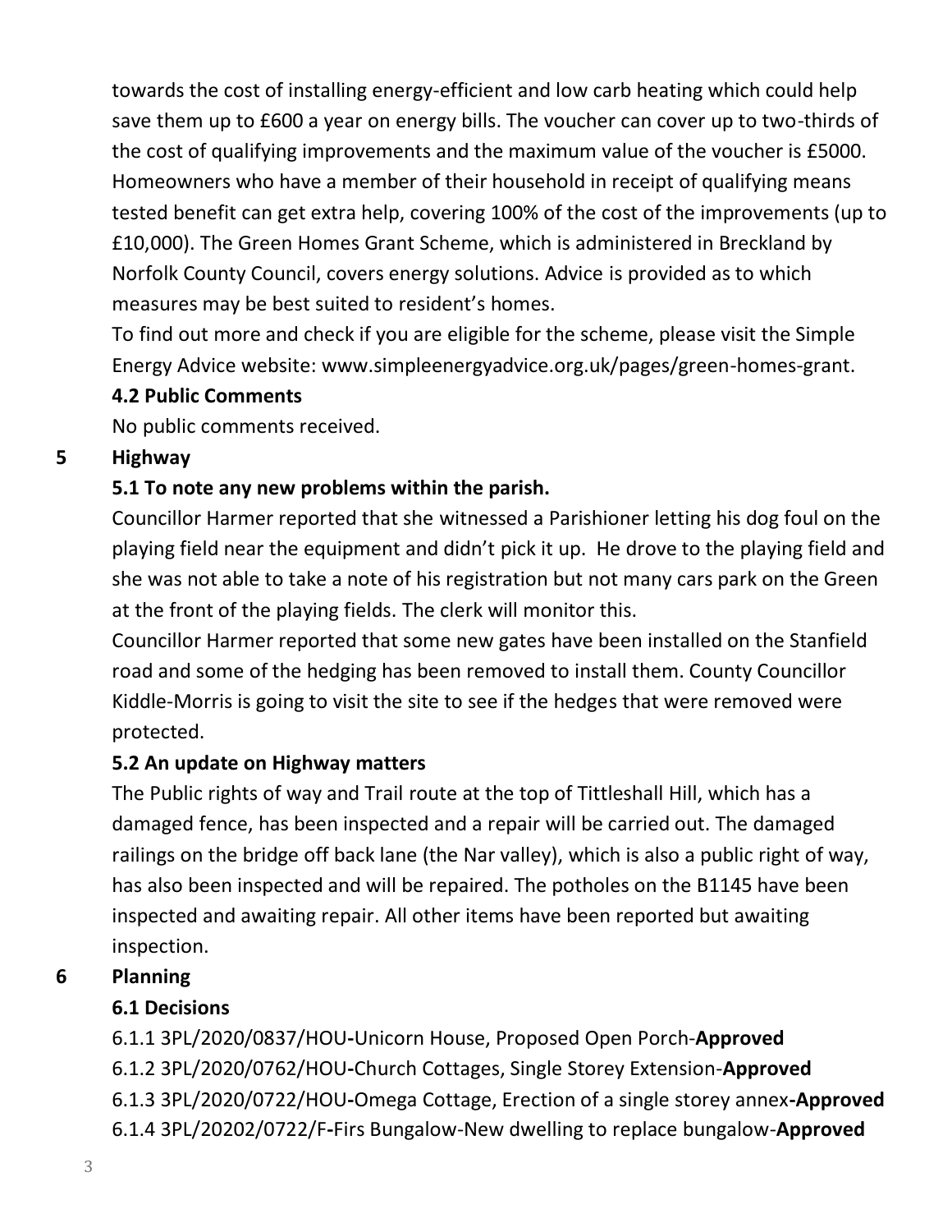towards the cost of installing energy-efficient and low carb heating which could help save them up to £600 a year on energy bills. The voucher can cover up to two-thirds of the cost of qualifying improvements and the maximum value of the voucher is £5000. Homeowners who have a member of their household in receipt of qualifying means tested benefit can get extra help, covering 100% of the cost of the improvements (up to £10,000). The Green Homes Grant Scheme, which is administered in Breckland by Norfolk County Council, covers energy solutions. Advice is provided as to which measures may be best suited to resident's homes.

To find out more and check if you are eligible for the scheme, please visit the Simple Energy Advice website: www.simpleenergyadvice.org.uk/pages/green-homes-grant.

**4.2 Public Comments**

No public comments received.

## 5 Highway

**5.1 To note any new problems within the parish.**

Councillor Harmer reported that she witnessed a Parishioner letting his dog foul on the playing field near the equipment and didn't pick it up. He drove to the playing field and she was not able to take a note of his registration but not many cars park on the Green at the front of the playing fields. The clerk will monitor this.

Councillor Harmer reported that some new gates have been installed on the Stanfield road and some of the hedging has been removed to install them. County Councillor Kiddle-Morris is going to visit the site to see if the hedges that were removed were protected.

**5.2 An update on Highway matters**

The Public rights of way and Trail route at the top of Tittleshall Hill, which has a damaged fence, has been inspected and a repair will be carried out. The damaged railings on the bridge off back lane (the Nar valley), which is also a public right of way, has also been inspected and will be repaired. The potholes on the B1145 have been inspected and awaiting repair. All other items have been reported but awaiting inspection.

## 6 Planning

**6.1 Decisions**

6.1.1 3PL/2020/0837/HOU-Unicorn House, Proposed Open Porch-**Approved**
6.1.2 3PL/2020/0762/HOU-Church Cottages, Single Storey Extension-**Approved**
6.1.3 3PL/2020/0722/HOU-Omega Cottage, Erection of a single storey annex-**Approved**
6.1.4 3PL/20202/0722/F-Firs Bungalow-New dwelling to replace bungalow-**Approved**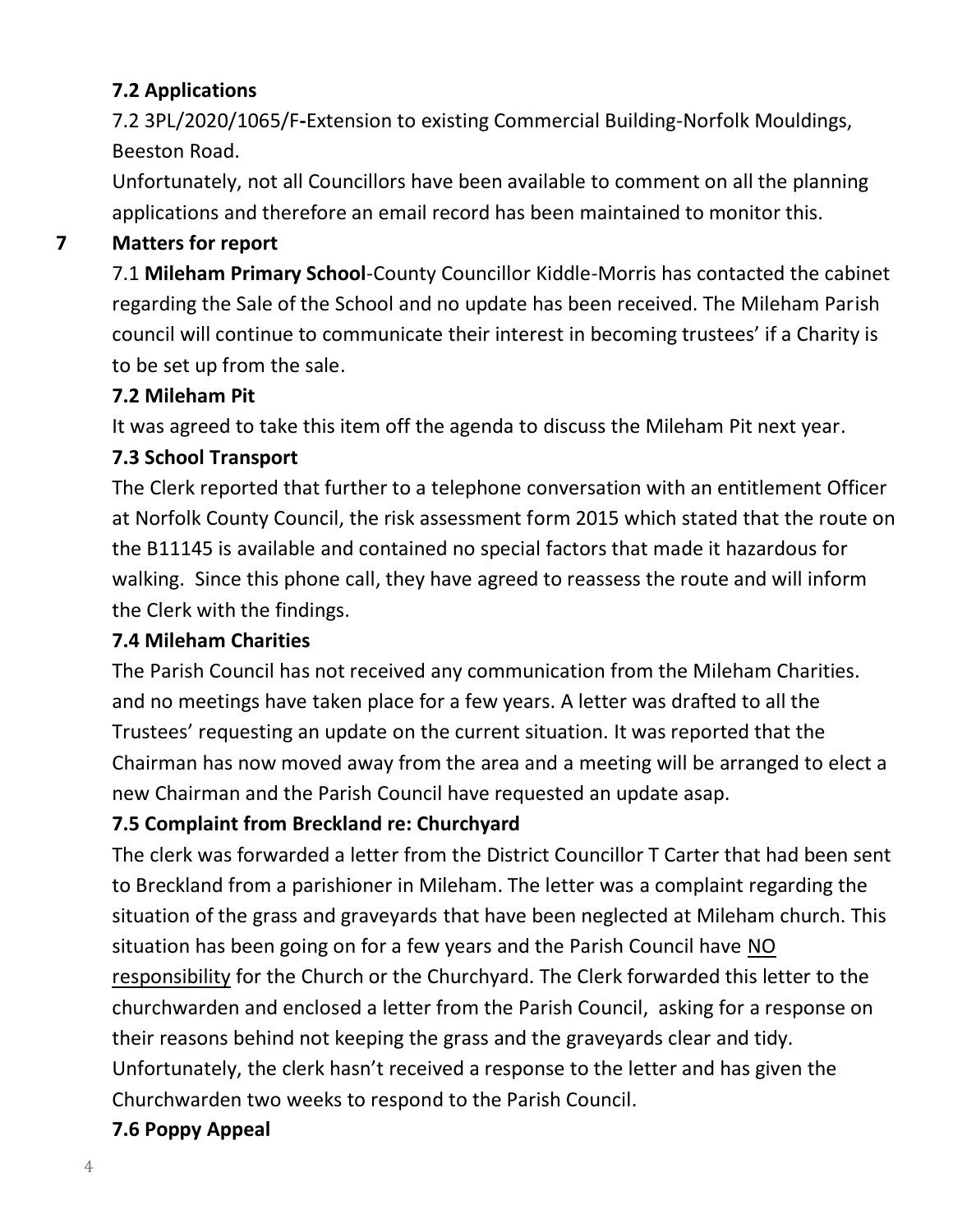### 7.2 Applications

7.2 3PL/2020/1065/F-Extension to existing Commercial Building-Norfolk Mouldings, Beeston Road.

Unfortunately, not all Councillors have been available to comment on all the planning applications and therefore an email record has been maintained to monitor this.

## 7 Matters for report

7.1 **Mileham Primary School**-County Councillor Kiddle-Morris has contacted the cabinet regarding the Sale of the School and no update has been received. The Mileham Parish council will continue to communicate their interest in becoming trustees' if a Charity is to be set up from the sale.

### 7.2 Mileham Pit

It was agreed to take this item off the agenda to discuss the Mileham Pit next year.

### 7.3 School Transport

The Clerk reported that further to a telephone conversation with an entitlement Officer at Norfolk County Council, the risk assessment form 2015 which stated that the route on the B11145 is available and contained no special factors that made it hazardous for walking. Since this phone call, they have agreed to reassess the route and will inform the Clerk with the findings.

### 7.4 Mileham Charities

The Parish Council has not received any communication from the Mileham Charities. and no meetings have taken place for a few years. A letter was drafted to all the Trustees' requesting an update on the current situation. It was reported that the Chairman has now moved away from the area and a meeting will be arranged to elect a new Chairman and the Parish Council have requested an update asap.

### 7.5 Complaint from Breckland re: Churchyard

The clerk was forwarded a letter from the District Councillor T Carter that had been sent to Breckland from a parishioner in Mileham. The letter was a complaint regarding the situation of the grass and graveyards that have been neglected at Mileham church. This situation has been going on for a few years and the Parish Council have <u>NO responsibility</u> for the Church or the Churchyard. The Clerk forwarded this letter to the churchwarden and enclosed a letter from the Parish Council, asking for a response on their reasons behind not keeping the grass and the graveyards clear and tidy. Unfortunately, the clerk hasn't received a response to the letter and has given the Churchwarden two weeks to respond to the Parish Council.

### 7.6 Poppy Appeal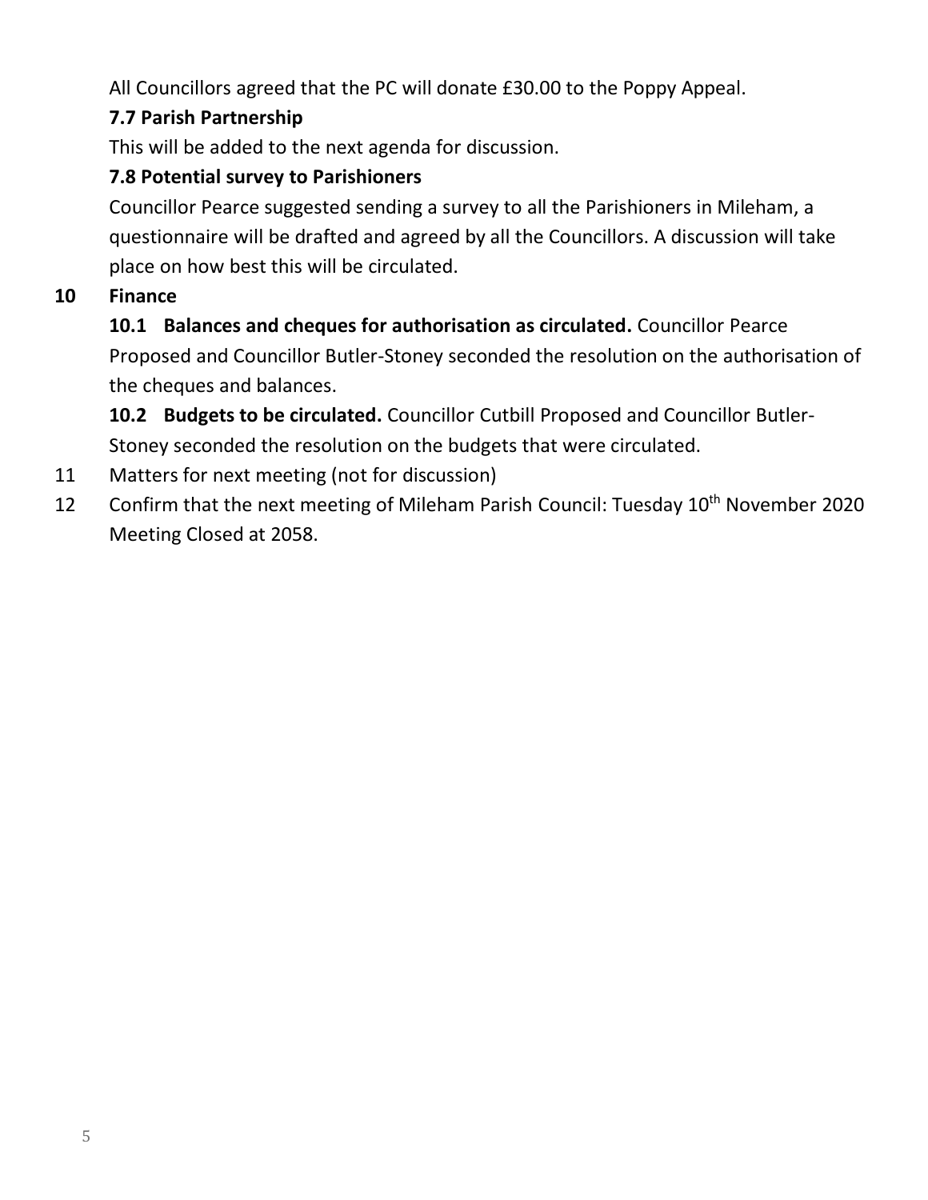All Councillors agreed that the PC will donate £30.00 to the Poppy Appeal.

**7.7 Parish Partnership**

This will be added to the next agenda for discussion.

**7.8 Potential survey to Parishioners**

Councillor Pearce suggested sending a survey to all the Parishioners in Mileham, a questionnaire will be drafted and agreed by all the Councillors. A discussion will take place on how best this will be circulated.

**10 Finance**

**10.1 Balances and cheques for authorisation as circulated.** Councillor Pearce Proposed and Councillor Butler-Stoney seconded the resolution on the authorisation of the cheques and balances.

**10.2 Budgets to be circulated.** Councillor Cutbill Proposed and Councillor Butler-Stoney seconded the resolution on the budgets that were circulated.

11 Matters for next meeting (not for discussion)

12 Confirm that the next meeting of Mileham Parish Council: Tuesday 10th November 2020
Meeting Closed at 2058.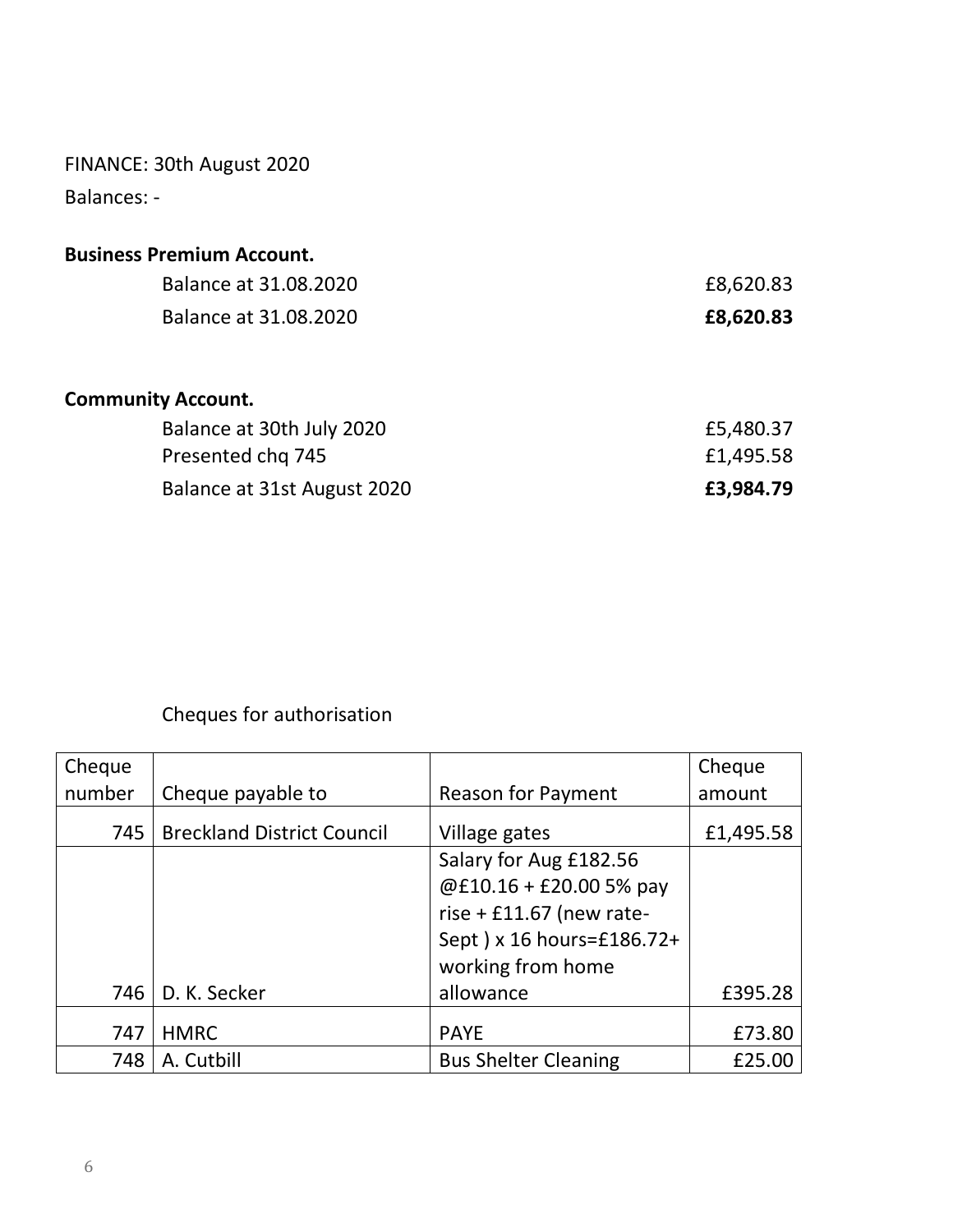FINANCE: 30th August 2020

Balances: -

**Business Premium Account.**

| | |
|---|---|
| Balance at 31.08.2020 | £8,620.83 |
| Balance at 31.08.2020 | **£8,620.83** |

**Community Account.**

| | |
|---|---|
| Balance at 30th July 2020 | £5,480.37 |
| Presented chq 745 | £1,495.58 |
| Balance at 31st August 2020 | **£3,984.79** |

Cheques for authorisation

| Cheque number | Cheque payable to | Reason for Payment | Cheque amount |
|---|---|---|---|
| 745 | Breckland District Council | Village gates | £1,495.58 |
| 746 | D. K. Secker | Salary for Aug £182.56 @£10.16 + £20.00 5% pay rise + £11.67 (new rate-Sept ) x 16 hours=£186.72+ working from home allowance | £395.28 |
| 747 | HMRC | PAYE | £73.80 |
| 748 | A. Cutbill | Bus Shelter Cleaning | £25.00 |